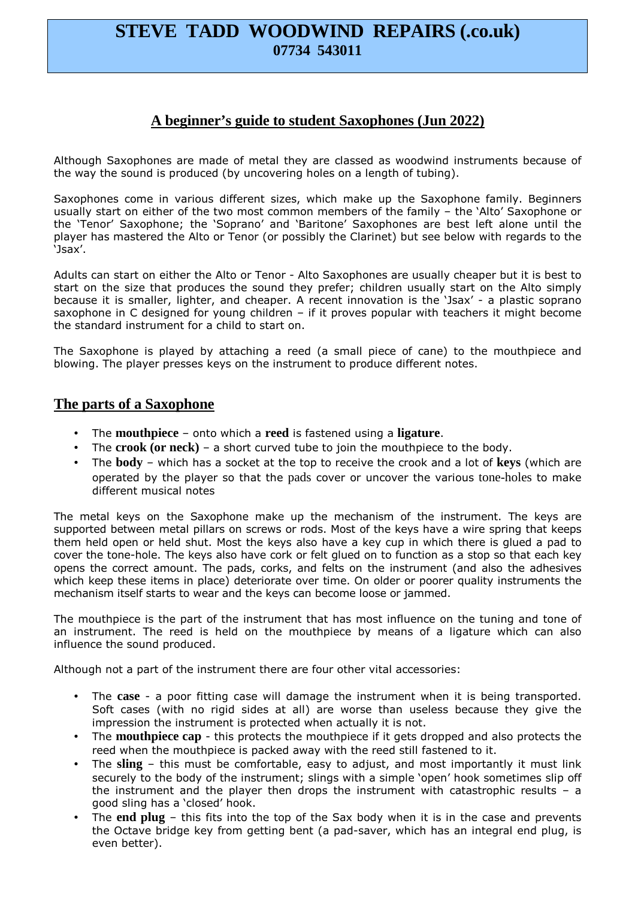# STEVE TADD WOODWIND REPAIRS (.co.uk)
**07734 543011**

## A beginner's guide to student Saxophones (Jun 2022)

Although Saxophones are made of metal they are classed as woodwind instruments because of the way the sound is produced (by uncovering holes on a length of tubing).

Saxophones come in various different sizes, which make up the Saxophone family. Beginners usually start on either of the two most common members of the family – the 'Alto' Saxophone or the 'Tenor' Saxophone; the 'Soprano' and 'Baritone' Saxophones are best left alone until the player has mastered the Alto or Tenor (or possibly the Clarinet) but see below with regards to the 'Jsax'.

Adults can start on either the Alto or Tenor - Alto Saxophones are usually cheaper but it is best to start on the size that produces the sound they prefer; children usually start on the Alto simply because it is smaller, lighter, and cheaper. A recent innovation is the 'Jsax' - a plastic soprano saxophone in C designed for young children – if it proves popular with teachers it might become the standard instrument for a child to start on.

The Saxophone is played by attaching a reed (a small piece of cane) to the mouthpiece and blowing. The player presses keys on the instrument to produce different notes.

## The parts of a Saxophone

- The **mouthpiece** – onto which a **reed** is fastened using a **ligature**.
- The **crook (or neck)** – a short curved tube to join the mouthpiece to the body.
- The **body** – which has a socket at the top to receive the crook and a lot of **keys** (which are operated by the player so that the pads cover or uncover the various tone-holes to make different musical notes

The metal keys on the Saxophone make up the mechanism of the instrument. The keys are supported between metal pillars on screws or rods. Most of the keys have a wire spring that keeps them held open or held shut. Most the keys also have a key cup in which there is glued a pad to cover the tone-hole. The keys also have cork or felt glued on to function as a stop so that each key opens the correct amount. The pads, corks, and felts on the instrument (and also the adhesives which keep these items in place) deteriorate over time. On older or poorer quality instruments the mechanism itself starts to wear and the keys can become loose or jammed.

The mouthpiece is the part of the instrument that has most influence on the tuning and tone of an instrument. The reed is held on the mouthpiece by means of a ligature which can also influence the sound produced.

Although not a part of the instrument there are four other vital accessories:

- The **case** - a poor fitting case will damage the instrument when it is being transported. Soft cases (with no rigid sides at all) are worse than useless because they give the impression the instrument is protected when actually it is not.
- The **mouthpiece cap** - this protects the mouthpiece if it gets dropped and also protects the reed when the mouthpiece is packed away with the reed still fastened to it.
- The **sling** – this must be comfortable, easy to adjust, and most importantly it must link securely to the body of the instrument; slings with a simple 'open' hook sometimes slip off the instrument and the player then drops the instrument with catastrophic results – a good sling has a 'closed' hook.
- The **end plug** – this fits into the top of the Sax body when it is in the case and prevents the Octave bridge key from getting bent (a pad-saver, which has an integral end plug, is even better).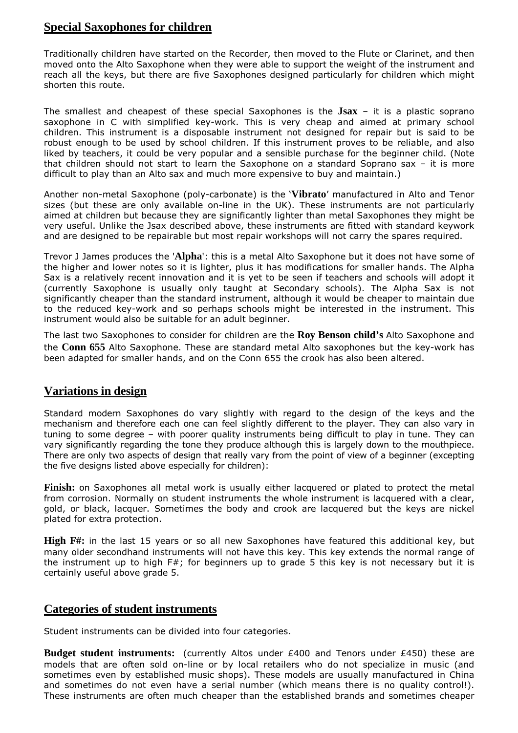## Special Saxophones for children

Traditionally children have started on the Recorder, then moved to the Flute or Clarinet, and then moved onto the Alto Saxophone when they were able to support the weight of the instrument and reach all the keys, but there are five Saxophones designed particularly for children which might shorten this route.

The smallest and cheapest of these special Saxophones is the **Jsax** – it is a plastic soprano saxophone in C with simplified key-work. This is very cheap and aimed at primary school children. This instrument is a disposable instrument not designed for repair but is said to be robust enough to be used by school children. If this instrument proves to be reliable, and also liked by teachers, it could be very popular and a sensible purchase for the beginner child. (Note that children should not start to learn the Saxophone on a standard Soprano sax – it is more difficult to play than an Alto sax and much more expensive to buy and maintain.)

Another non-metal Saxophone (poly-carbonate) is the '**Vibrato**' manufactured in Alto and Tenor sizes (but these are only available on-line in the UK). These instruments are not particularly aimed at children but because they are significantly lighter than metal Saxophones they might be very useful. Unlike the Jsax described above, these instruments are fitted with standard keywork and are designed to be repairable but most repair workshops will not carry the spares required.

Trevor J James produces the '**Alpha**': this is a metal Alto Saxophone but it does not have some of the higher and lower notes so it is lighter, plus it has modifications for smaller hands. The Alpha Sax is a relatively recent innovation and it is yet to be seen if teachers and schools will adopt it (currently Saxophone is usually only taught at Secondary schools). The Alpha Sax is not significantly cheaper than the standard instrument, although it would be cheaper to maintain due to the reduced key-work and so perhaps schools might be interested in the instrument. This instrument would also be suitable for an adult beginner.

The last two Saxophones to consider for children are the **Roy Benson child's** Alto Saxophone and the **Conn 655** Alto Saxophone. These are standard metal Alto saxophones but the key-work has been adapted for smaller hands, and on the Conn 655 the crook has also been altered.

## Variations in design

Standard modern Saxophones do vary slightly with regard to the design of the keys and the mechanism and therefore each one can feel slightly different to the player. They can also vary in tuning to some degree – with poorer quality instruments being difficult to play in tune. They can vary significantly regarding the tone they produce although this is largely down to the mouthpiece. There are only two aspects of design that really vary from the point of view of a beginner (excepting the five designs listed above especially for children):

**Finish:** on Saxophones all metal work is usually either lacquered or plated to protect the metal from corrosion. Normally on student instruments the whole instrument is lacquered with a clear, gold, or black, lacquer. Sometimes the body and crook are lacquered but the keys are nickel plated for extra protection.

**High F#:** in the last 15 years or so all new Saxophones have featured this additional key, but many older secondhand instruments will not have this key. This key extends the normal range of the instrument up to high F#; for beginners up to grade 5 this key is not necessary but it is certainly useful above grade 5.

## Categories of student instruments

Student instruments can be divided into four categories.

**Budget student instruments:** (currently Altos under £400 and Tenors under £450) these are models that are often sold on-line or by local retailers who do not specialize in music (and sometimes even by established music shops). These models are usually manufactured in China and sometimes do not even have a serial number (which means there is no quality control!). These instruments are often much cheaper than the established brands and sometimes cheaper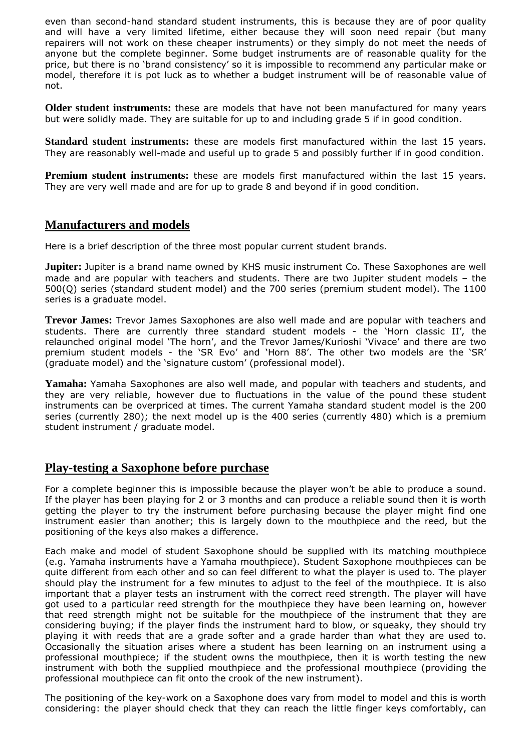even than second-hand standard student instruments, this is because they are of poor quality and will have a very limited lifetime, either because they will soon need repair (but many repairers will not work on these cheaper instruments) or they simply do not meet the needs of anyone but the complete beginner. Some budget instruments are of reasonable quality for the price, but there is no 'brand consistency' so it is impossible to recommend any particular make or model, therefore it is pot luck as to whether a budget instrument will be of reasonable value of not.

**Older student instruments:** these are models that have not been manufactured for many years but were solidly made. They are suitable for up to and including grade 5 if in good condition.

**Standard student instruments:** these are models first manufactured within the last 15 years. They are reasonably well-made and useful up to grade 5 and possibly further if in good condition.

**Premium student instruments:** these are models first manufactured within the last 15 years. They are very well made and are for up to grade 8 and beyond if in good condition.

## Manufacturers and models

Here is a brief description of the three most popular current student brands.

**Jupiter:** Jupiter is a brand name owned by KHS music instrument Co. These Saxophones are well made and are popular with teachers and students. There are two Jupiter student models – the 500(Q) series (standard student model) and the 700 series (premium student model). The 1100 series is a graduate model.

**Trevor James:** Trevor James Saxophones are also well made and are popular with teachers and students. There are currently three standard student models - the 'Horn classic II', the relaunched original model 'The horn', and the Trevor James/Kurioshi 'Vivace' and there are two premium student models - the 'SR Evo' and 'Horn 88'. The other two models are the 'SR' (graduate model) and the 'signature custom' (professional model).

**Yamaha:** Yamaha Saxophones are also well made, and popular with teachers and students, and they are very reliable, however due to fluctuations in the value of the pound these student instruments can be overpriced at times. The current Yamaha standard student model is the 200 series (currently 280); the next model up is the 400 series (currently 480) which is a premium student instrument / graduate model.

## Play-testing a Saxophone before purchase

For a complete beginner this is impossible because the player won't be able to produce a sound. If the player has been playing for 2 or 3 months and can produce a reliable sound then it is worth getting the player to try the instrument before purchasing because the player might find one instrument easier than another; this is largely down to the mouthpiece and the reed, but the positioning of the keys also makes a difference.

Each make and model of student Saxophone should be supplied with its matching mouthpiece (e.g. Yamaha instruments have a Yamaha mouthpiece). Student Saxophone mouthpieces can be quite different from each other and so can feel different to what the player is used to. The player should play the instrument for a few minutes to adjust to the feel of the mouthpiece. It is also important that a player tests an instrument with the correct reed strength. The player will have got used to a particular reed strength for the mouthpiece they have been learning on, however that reed strength might not be suitable for the mouthpiece of the instrument that they are considering buying; if the player finds the instrument hard to blow, or squeaky, they should try playing it with reeds that are a grade softer and a grade harder than what they are used to. Occasionally the situation arises where a student has been learning on an instrument using a professional mouthpiece; if the student owns the mouthpiece, then it is worth testing the new instrument with both the supplied mouthpiece and the professional mouthpiece (providing the professional mouthpiece can fit onto the crook of the new instrument).

The positioning of the key-work on a Saxophone does vary from model to model and this is worth considering: the player should check that they can reach the little finger keys comfortably, can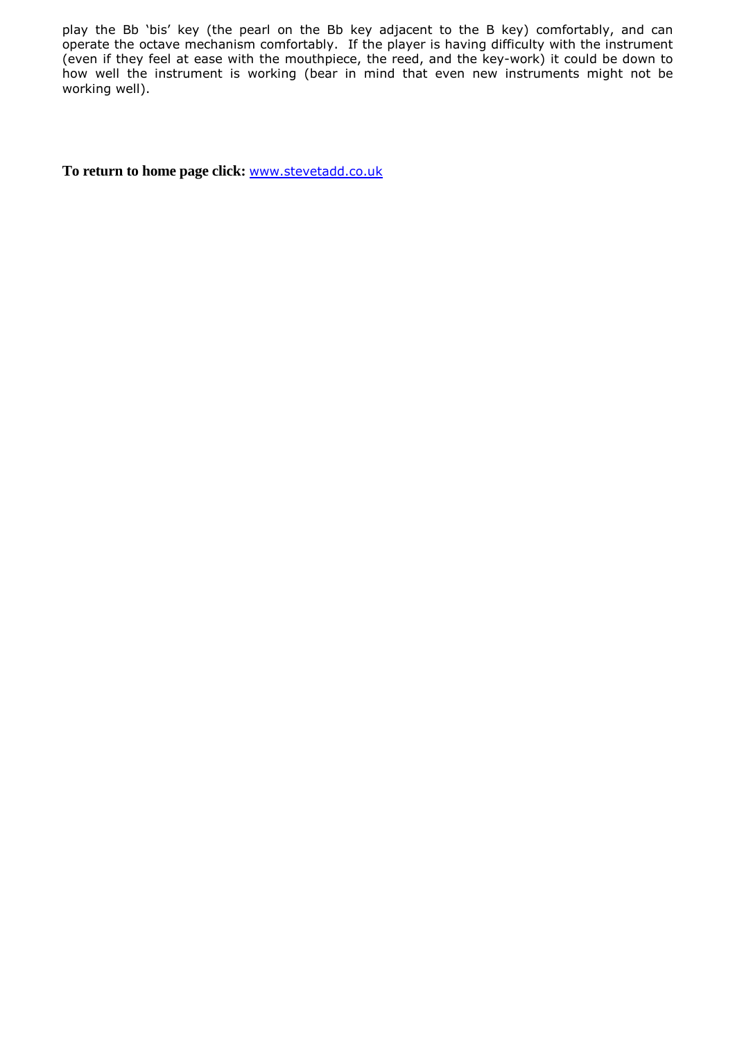play the Bb 'bis' key (the pearl on the Bb key adjacent to the B key) comfortably, and can operate the octave mechanism comfortably. If the player is having difficulty with the instrument (even if they feel at ease with the mouthpiece, the reed, and the key-work) it could be down to how well the instrument is working (bear in mind that even new instruments might not be working well).

**To return to home page click:** [www.stevetadd.co.uk](http://www.stevetadd.co.uk)